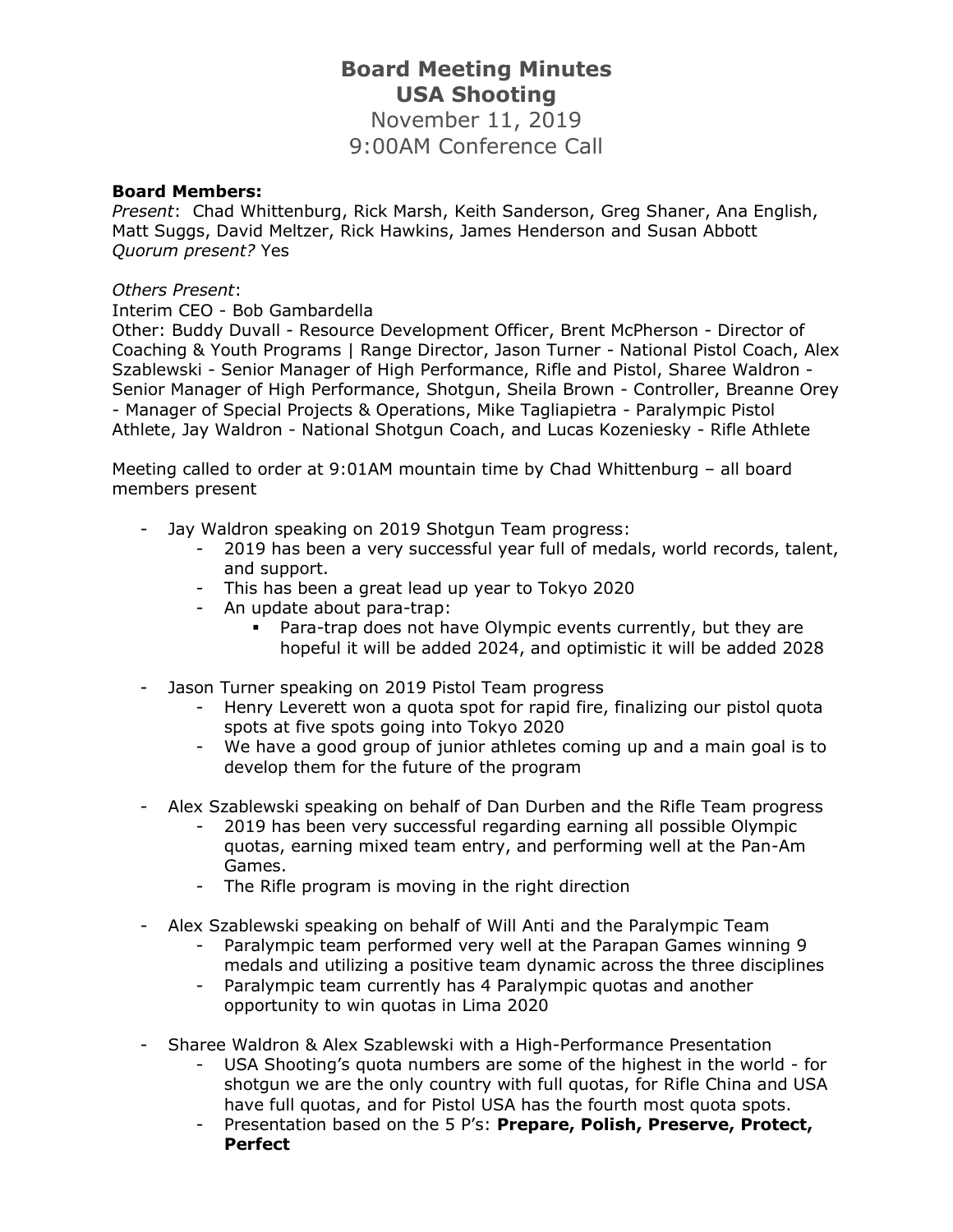# Board Meeting Minutes
## USA Shooting

November 11, 2019
9:00AM Conference Call

**Board Members:**
*Present*: Chad Whittenburg, Rick Marsh, Keith Sanderson, Greg Shaner, Ana English, Matt Suggs, David Meltzer, Rick Hawkins, James Henderson and Susan Abbott
*Quorum present?* Yes

*Others Present*:
Interim CEO - Bob Gambardella
Other: Buddy Duvall - Resource Development Officer, Brent McPherson - Director of Coaching & Youth Programs | Range Director, Jason Turner - National Pistol Coach, Alex Szablewski - Senior Manager of High Performance, Rifle and Pistol, Sharee Waldron - Senior Manager of High Performance, Shotgun, Sheila Brown - Controller, Breanne Orey - Manager of Special Projects & Operations, Mike Tagliapietra - Paralympic Pistol Athlete, Jay Waldron - National Shotgun Coach, and Lucas Kozeniesky - Rifle Athlete

Meeting called to order at 9:01AM mountain time by Chad Whittenburg – all board members present

- Jay Waldron speaking on 2019 Shotgun Team progress:
  - 2019 has been a very successful year full of medals, world records, talent, and support.
  - This has been a great lead up year to Tokyo 2020
  - An update about para-trap:
    - Para-trap does not have Olympic events currently, but they are hopeful it will be added 2024, and optimistic it will be added 2028

- Jason Turner speaking on 2019 Pistol Team progress
  - Henry Leverett won a quota spot for rapid fire, finalizing our pistol quota spots at five spots going into Tokyo 2020
  - We have a good group of junior athletes coming up and a main goal is to develop them for the future of the program

- Alex Szablewski speaking on behalf of Dan Durben and the Rifle Team progress
  - 2019 has been very successful regarding earning all possible Olympic quotas, earning mixed team entry, and performing well at the Pan-Am Games.
  - The Rifle program is moving in the right direction

- Alex Szablewski speaking on behalf of Will Anti and the Paralympic Team
  - Paralympic team performed very well at the Parapan Games winning 9 medals and utilizing a positive team dynamic across the three disciplines
  - Paralympic team currently has 4 Paralympic quotas and another opportunity to win quotas in Lima 2020

- Sharee Waldron & Alex Szablewski with a High-Performance Presentation
  - USA Shooting's quota numbers are some of the highest in the world - for shotgun we are the only country with full quotas, for Rifle China and USA have full quotas, and for Pistol USA has the fourth most quota spots.
  - Presentation based on the 5 P's: **Prepare, Polish, Preserve, Protect, Perfect**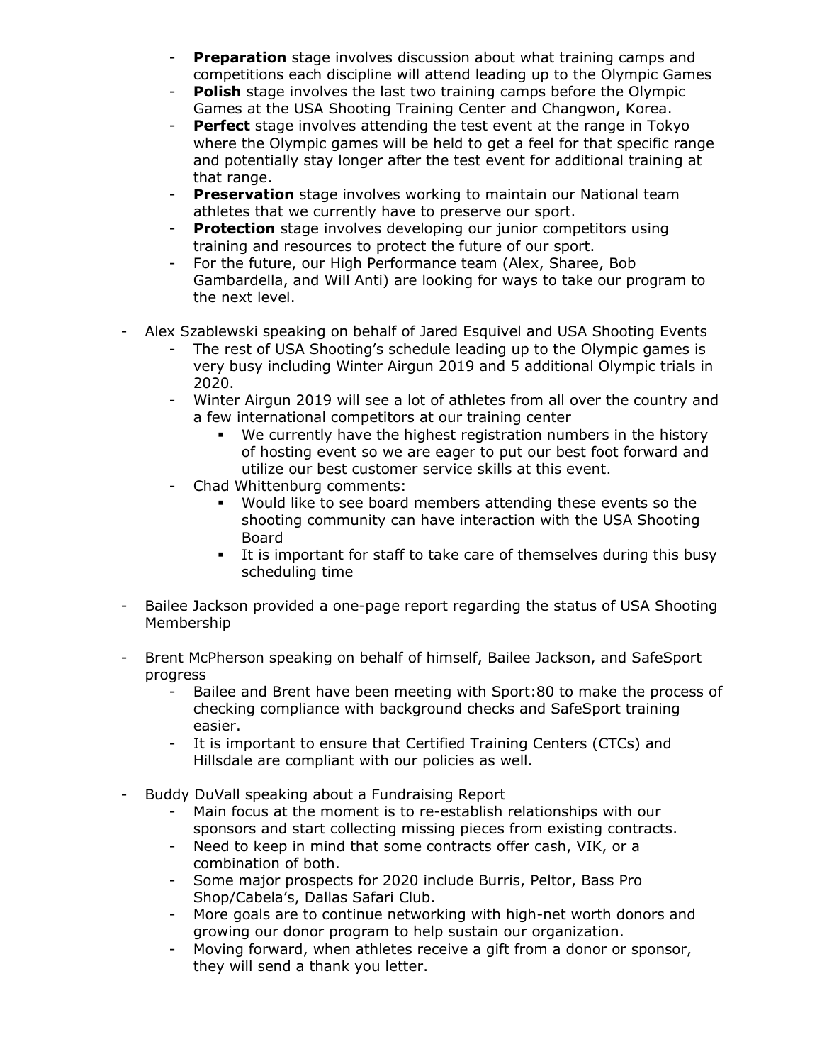- **Preparation** stage involves discussion about what training camps and competitions each discipline will attend leading up to the Olympic Games
  - **Polish** stage involves the last two training camps before the Olympic Games at the USA Shooting Training Center and Changwon, Korea.
  - **Perfect** stage involves attending the test event at the range in Tokyo where the Olympic games will be held to get a feel for that specific range and potentially stay longer after the test event for additional training at that range.
  - **Preservation** stage involves working to maintain our National team athletes that we currently have to preserve our sport.
  - **Protection** stage involves developing our junior competitors using training and resources to protect the future of our sport.
  - For the future, our High Performance team (Alex, Sharee, Bob Gambardella, and Will Anti) are looking for ways to take our program to the next level.

- Alex Szablewski speaking on behalf of Jared Esquivel and USA Shooting Events
  - The rest of USA Shooting's schedule leading up to the Olympic games is very busy including Winter Airgun 2019 and 5 additional Olympic trials in 2020.
  - Winter Airgun 2019 will see a lot of athletes from all over the country and a few international competitors at our training center
    - We currently have the highest registration numbers in the history of hosting event so we are eager to put our best foot forward and utilize our best customer service skills at this event.
  - Chad Whittenburg comments:
    - Would like to see board members attending these events so the shooting community can have interaction with the USA Shooting Board
    - It is important for staff to take care of themselves during this busy scheduling time

- Bailee Jackson provided a one-page report regarding the status of USA Shooting Membership

- Brent McPherson speaking on behalf of himself, Bailee Jackson, and SafeSport progress
  - Bailee and Brent have been meeting with Sport:80 to make the process of checking compliance with background checks and SafeSport training easier.
  - It is important to ensure that Certified Training Centers (CTCs) and Hillsdale are compliant with our policies as well.

- Buddy DuVall speaking about a Fundraising Report
  - Main focus at the moment is to re-establish relationships with our sponsors and start collecting missing pieces from existing contracts.
  - Need to keep in mind that some contracts offer cash, VIK, or a combination of both.
  - Some major prospects for 2020 include Burris, Peltor, Bass Pro Shop/Cabela's, Dallas Safari Club.
  - More goals are to continue networking with high-net worth donors and growing our donor program to help sustain our organization.
  - Moving forward, when athletes receive a gift from a donor or sponsor, they will send a thank you letter.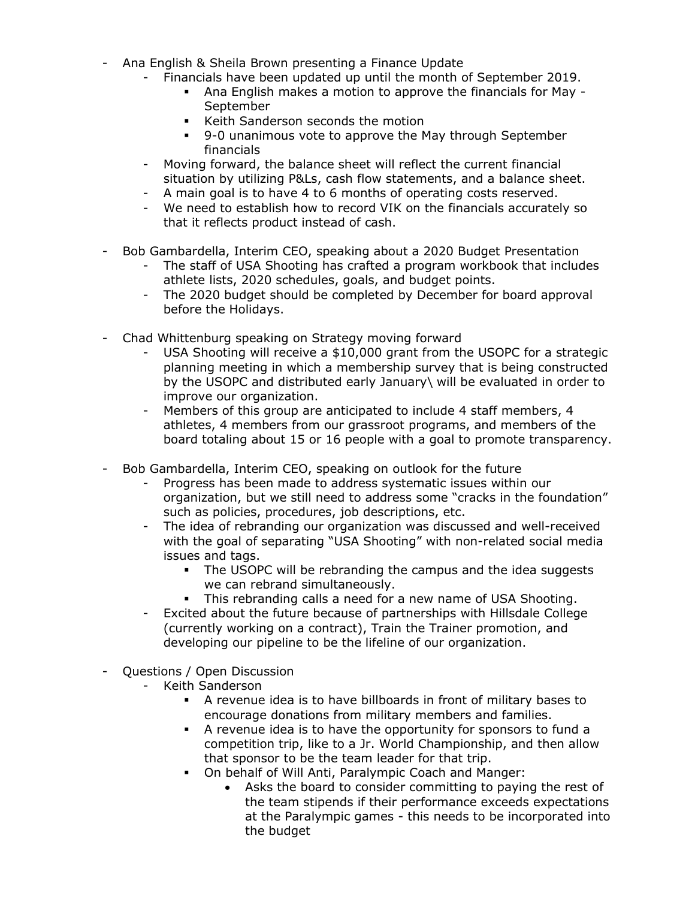- Ana English & Sheila Brown presenting a Finance Update
    - Financials have been updated up until the month of September 2019.
        - Ana English makes a motion to approve the financials for May - September
        - Keith Sanderson seconds the motion
        - 9-0 unanimous vote to approve the May through September financials
    - Moving forward, the balance sheet will reflect the current financial situation by utilizing P&Ls, cash flow statements, and a balance sheet.
    - A main goal is to have 4 to 6 months of operating costs reserved.
    - We need to establish how to record VIK on the financials accurately so that it reflects product instead of cash.

- Bob Gambardella, Interim CEO, speaking about a 2020 Budget Presentation
    - The staff of USA Shooting has crafted a program workbook that includes athlete lists, 2020 schedules, goals, and budget points.
    - The 2020 budget should be completed by December for board approval before the Holidays.

- Chad Whittenburg speaking on Strategy moving forward
    - USA Shooting will receive a $10,000 grant from the USOPC for a strategic planning meeting in which a membership survey that is being constructed by the USOPC and distributed early January\ will be evaluated in order to improve our organization.
    - Members of this group are anticipated to include 4 staff members, 4 athletes, 4 members from our grassroot programs, and members of the board totaling about 15 or 16 people with a goal to promote transparency.

- Bob Gambardella, Interim CEO, speaking on outlook for the future
    - Progress has been made to address systematic issues within our organization, but we still need to address some "cracks in the foundation" such as policies, procedures, job descriptions, etc.
    - The idea of rebranding our organization was discussed and well-received with the goal of separating "USA Shooting" with non-related social media issues and tags.
        - The USOPC will be rebranding the campus and the idea suggests we can rebrand simultaneously.
        - This rebranding calls a need for a new name of USA Shooting.
    - Excited about the future because of partnerships with Hillsdale College (currently working on a contract), Train the Trainer promotion, and developing our pipeline to be the lifeline of our organization.

- Questions / Open Discussion
    - Keith Sanderson
        - A revenue idea is to have billboards in front of military bases to encourage donations from military members and families.
        - A revenue idea is to have the opportunity for sponsors to fund a competition trip, like to a Jr. World Championship, and then allow that sponsor to be the team leader for that trip.
        - On behalf of Will Anti, Paralympic Coach and Manger:
            - Asks the board to consider committing to paying the rest of the team stipends if their performance exceeds expectations at the Paralympic games - this needs to be incorporated into the budget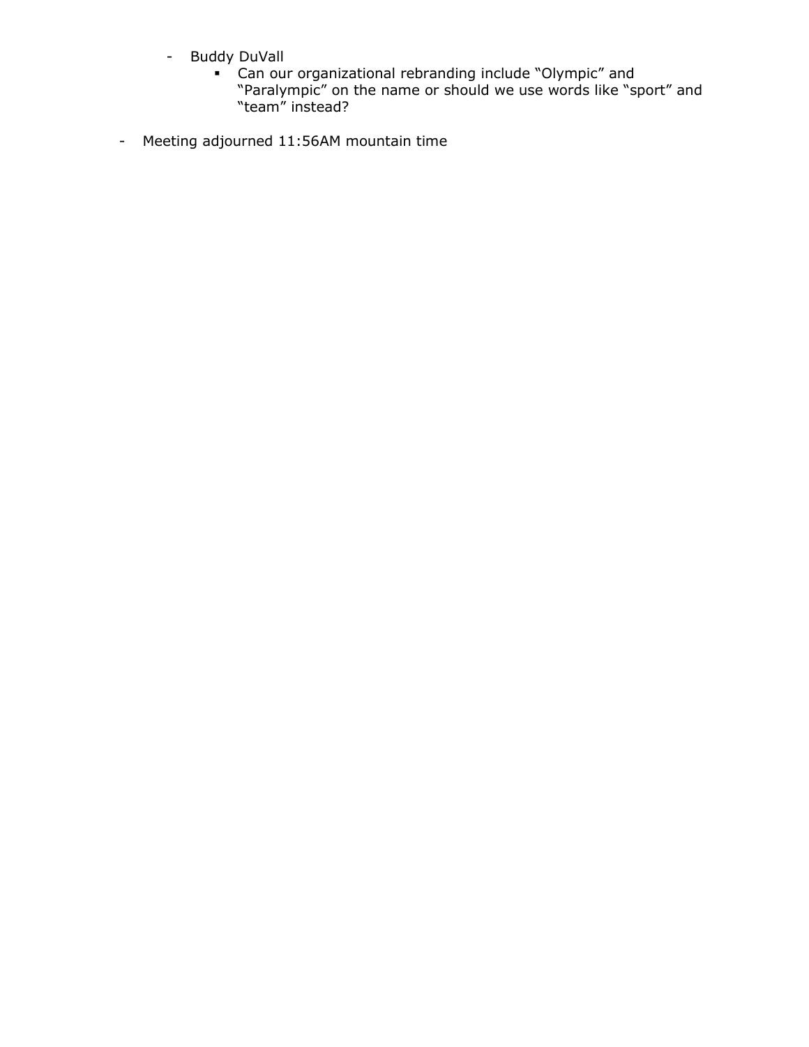- Buddy DuVall
  - Can our organizational rebranding include "Olympic" and "Paralympic" on the name or should we use words like "sport" and "team" instead?
- Meeting adjourned 11:56AM mountain time